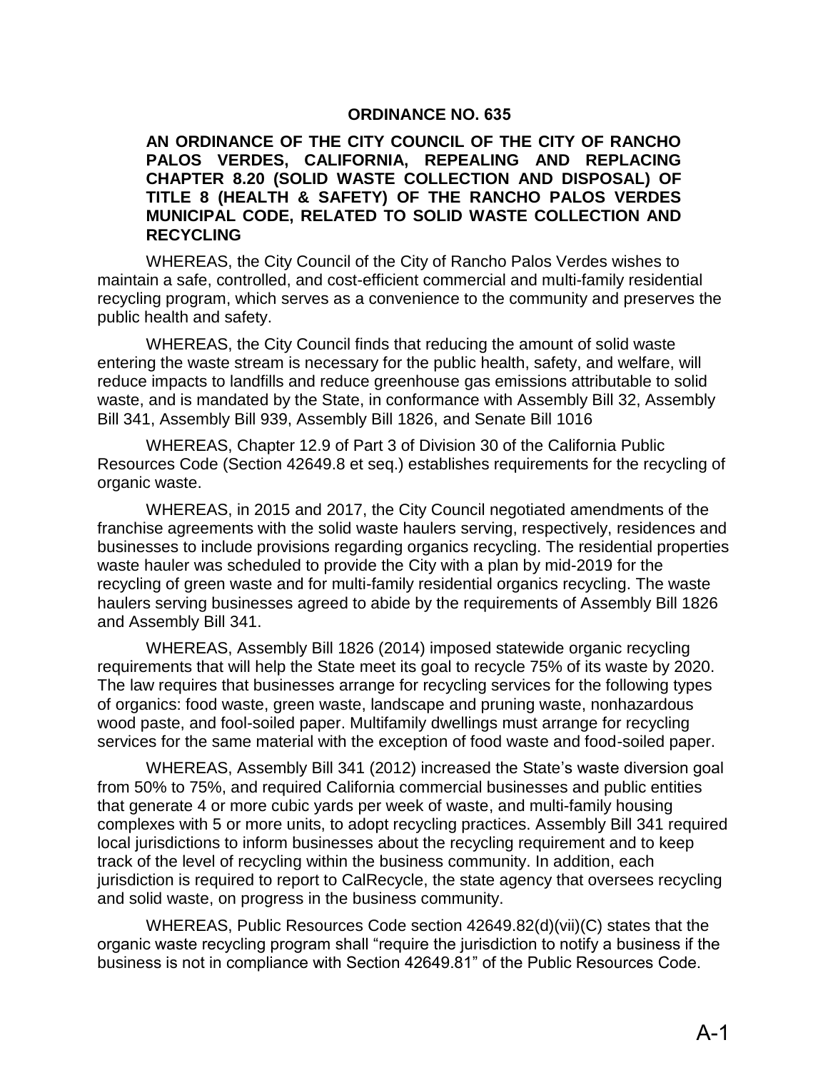# ORDINANCE NO. 635

**AN ORDINANCE OF THE CITY COUNCIL OF THE CITY OF RANCHO PALOS VERDES, CALIFORNIA, REPEALING AND REPLACING CHAPTER 8.20 (SOLID WASTE COLLECTION AND DISPOSAL) OF TITLE 8 (HEALTH & SAFETY) OF THE RANCHO PALOS VERDES MUNICIPAL CODE, RELATED TO SOLID WASTE COLLECTION AND RECYCLING**

WHEREAS, the City Council of the City of Rancho Palos Verdes wishes to maintain a safe, controlled, and cost-efficient commercial and multi-family residential recycling program, which serves as a convenience to the community and preserves the public health and safety.

WHEREAS, the City Council finds that reducing the amount of solid waste entering the waste stream is necessary for the public health, safety, and welfare, will reduce impacts to landfills and reduce greenhouse gas emissions attributable to solid waste, and is mandated by the State, in conformance with Assembly Bill 32, Assembly Bill 341, Assembly Bill 939, Assembly Bill 1826, and Senate Bill 1016

WHEREAS, Chapter 12.9 of Part 3 of Division 30 of the California Public Resources Code (Section 42649.8 et seq.) establishes requirements for the recycling of organic waste.

WHEREAS, in 2015 and 2017, the City Council negotiated amendments of the franchise agreements with the solid waste haulers serving, respectively, residences and businesses to include provisions regarding organics recycling. The residential properties waste hauler was scheduled to provide the City with a plan by mid-2019 for the recycling of green waste and for multi-family residential organics recycling. The waste haulers serving businesses agreed to abide by the requirements of Assembly Bill 1826 and Assembly Bill 341.

WHEREAS, Assembly Bill 1826 (2014) imposed statewide organic recycling requirements that will help the State meet its goal to recycle 75% of its waste by 2020. The law requires that businesses arrange for recycling services for the following types of organics: food waste, green waste, landscape and pruning waste, nonhazardous wood paste, and fool-soiled paper. Multifamily dwellings must arrange for recycling services for the same material with the exception of food waste and food-soiled paper.

WHEREAS, Assembly Bill 341 (2012) increased the State's waste diversion goal from 50% to 75%, and required California commercial businesses and public entities that generate 4 or more cubic yards per week of waste, and multi-family housing complexes with 5 or more units, to adopt recycling practices. Assembly Bill 341 required local jurisdictions to inform businesses about the recycling requirement and to keep track of the level of recycling within the business community. In addition, each jurisdiction is required to report to CalRecycle, the state agency that oversees recycling and solid waste, on progress in the business community.

WHEREAS, Public Resources Code section 42649.82(d)(vii)(C) states that the organic waste recycling program shall "require the jurisdiction to notify a business if the business is not in compliance with Section 42649.81" of the Public Resources Code.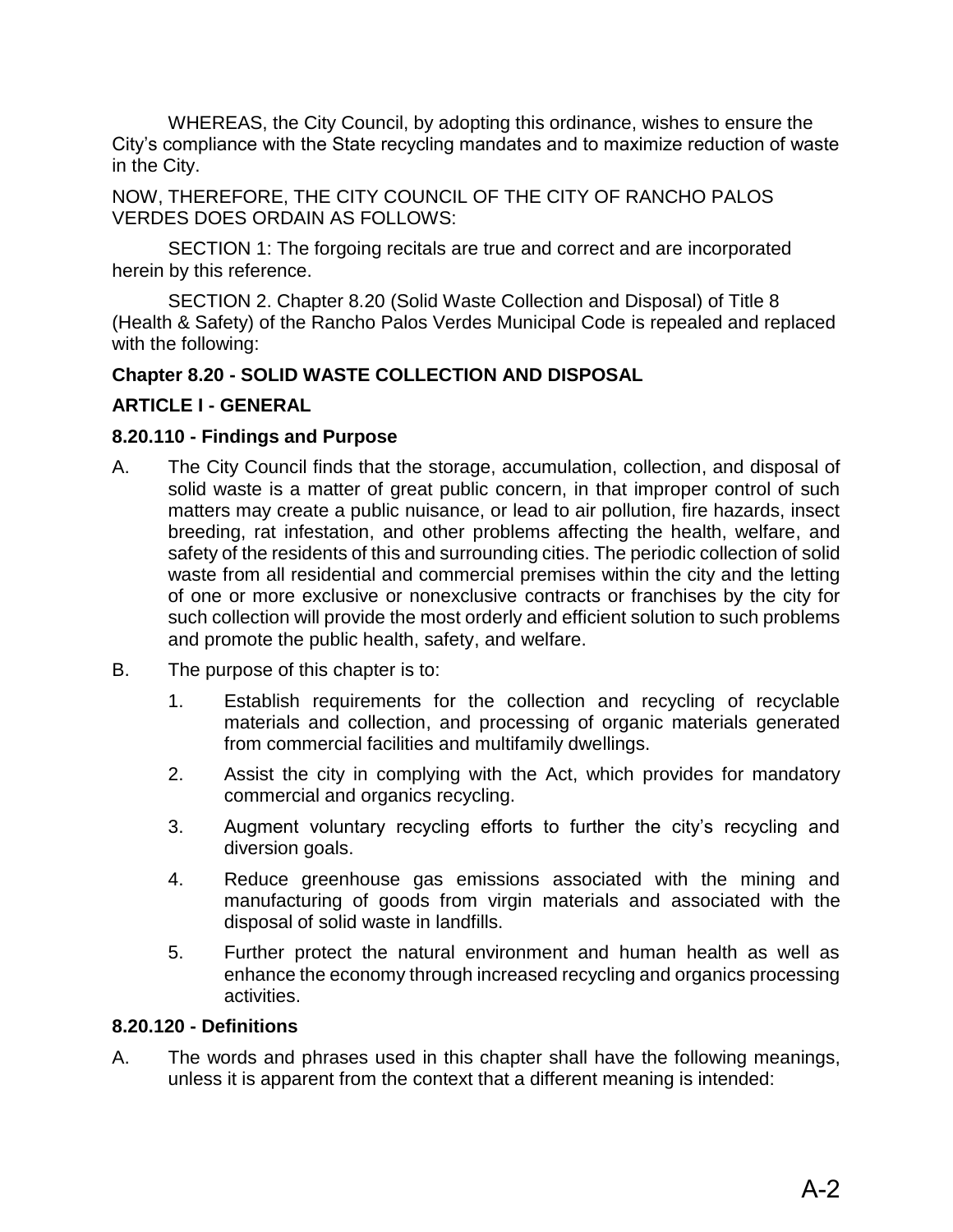WHEREAS, the City Council, by adopting this ordinance, wishes to ensure the City's compliance with the State recycling mandates and to maximize reduction of waste in the City.

NOW, THEREFORE, THE CITY COUNCIL OF THE CITY OF RANCHO PALOS VERDES DOES ORDAIN AS FOLLOWS:

SECTION 1: The forgoing recitals are true and correct and are incorporated herein by this reference.

SECTION 2. Chapter 8.20 (Solid Waste Collection and Disposal) of Title 8 (Health & Safety) of the Rancho Palos Verdes Municipal Code is repealed and replaced with the following:

## Chapter 8.20 - SOLID WASTE COLLECTION AND DISPOSAL

### ARTICLE I - GENERAL

#### 8.20.110 - Findings and Purpose

A. The City Council finds that the storage, accumulation, collection, and disposal of solid waste is a matter of great public concern, in that improper control of such matters may create a public nuisance, or lead to air pollution, fire hazards, insect breeding, rat infestation, and other problems affecting the health, welfare, and safety of the residents of this and surrounding cities. The periodic collection of solid waste from all residential and commercial premises within the city and the letting of one or more exclusive or nonexclusive contracts or franchises by the city for such collection will provide the most orderly and efficient solution to such problems and promote the public health, safety, and welfare.

B. The purpose of this chapter is to:

1. Establish requirements for the collection and recycling of recyclable materials and collection, and processing of organic materials generated from commercial facilities and multifamily dwellings.
2. Assist the city in complying with the Act, which provides for mandatory commercial and organics recycling.
3. Augment voluntary recycling efforts to further the city's recycling and diversion goals.
4. Reduce greenhouse gas emissions associated with the mining and manufacturing of goods from virgin materials and associated with the disposal of solid waste in landfills.
5. Further protect the natural environment and human health as well as enhance the economy through increased recycling and organics processing activities.

#### 8.20.120 - Definitions

A. The words and phrases used in this chapter shall have the following meanings, unless it is apparent from the context that a different meaning is intended: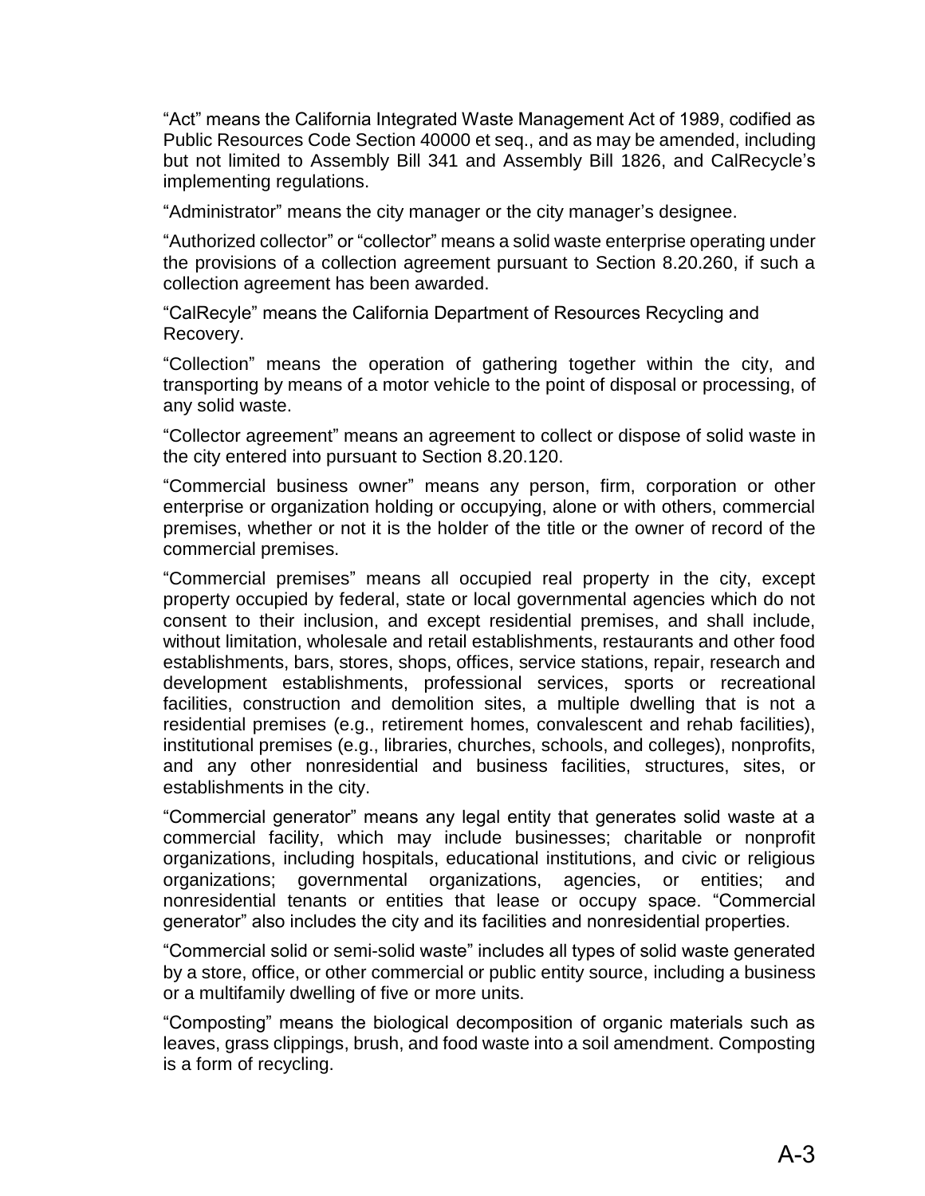"Act" means the California Integrated Waste Management Act of 1989, codified as Public Resources Code Section 40000 et seq., and as may be amended, including but not limited to Assembly Bill 341 and Assembly Bill 1826, and CalRecycle's implementing regulations.

"Administrator" means the city manager or the city manager's designee.

"Authorized collector" or "collector" means a solid waste enterprise operating under the provisions of a collection agreement pursuant to Section 8.20.260, if such a collection agreement has been awarded.

"CalRecyle" means the California Department of Resources Recycling and Recovery.

"Collection" means the operation of gathering together within the city, and transporting by means of a motor vehicle to the point of disposal or processing, of any solid waste.

"Collector agreement" means an agreement to collect or dispose of solid waste in the city entered into pursuant to Section 8.20.120.

"Commercial business owner" means any person, firm, corporation or other enterprise or organization holding or occupying, alone or with others, commercial premises, whether or not it is the holder of the title or the owner of record of the commercial premises.

"Commercial premises" means all occupied real property in the city, except property occupied by federal, state or local governmental agencies which do not consent to their inclusion, and except residential premises, and shall include, without limitation, wholesale and retail establishments, restaurants and other food establishments, bars, stores, shops, offices, service stations, repair, research and development establishments, professional services, sports or recreational facilities, construction and demolition sites, a multiple dwelling that is not a residential premises (e.g., retirement homes, convalescent and rehab facilities), institutional premises (e.g., libraries, churches, schools, and colleges), nonprofits, and any other nonresidential and business facilities, structures, sites, or establishments in the city.

"Commercial generator" means any legal entity that generates solid waste at a commercial facility, which may include businesses; charitable or nonprofit organizations, including hospitals, educational institutions, and civic or religious organizations; governmental organizations, agencies, or entities; and nonresidential tenants or entities that lease or occupy space. "Commercial generator" also includes the city and its facilities and nonresidential properties.

"Commercial solid or semi-solid waste" includes all types of solid waste generated by a store, office, or other commercial or public entity source, including a business or a multifamily dwelling of five or more units.

"Composting" means the biological decomposition of organic materials such as leaves, grass clippings, brush, and food waste into a soil amendment. Composting is a form of recycling.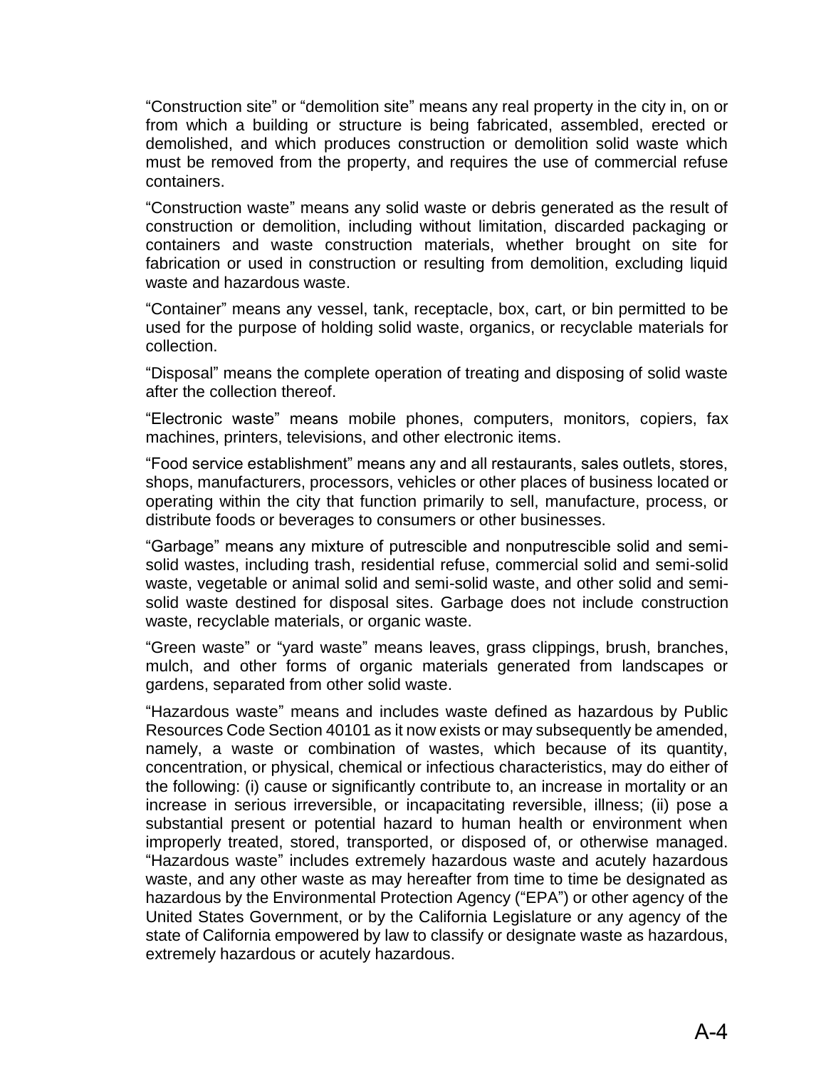"Construction site" or "demolition site" means any real property in the city in, on or from which a building or structure is being fabricated, assembled, erected or demolished, and which produces construction or demolition solid waste which must be removed from the property, and requires the use of commercial refuse containers.

"Construction waste" means any solid waste or debris generated as the result of construction or demolition, including without limitation, discarded packaging or containers and waste construction materials, whether brought on site for fabrication or used in construction or resulting from demolition, excluding liquid waste and hazardous waste.

"Container" means any vessel, tank, receptacle, box, cart, or bin permitted to be used for the purpose of holding solid waste, organics, or recyclable materials for collection.

"Disposal" means the complete operation of treating and disposing of solid waste after the collection thereof.

"Electronic waste" means mobile phones, computers, monitors, copiers, fax machines, printers, televisions, and other electronic items.

"Food service establishment" means any and all restaurants, sales outlets, stores, shops, manufacturers, processors, vehicles or other places of business located or operating within the city that function primarily to sell, manufacture, process, or distribute foods or beverages to consumers or other businesses.

"Garbage" means any mixture of putrescible and nonputrescible solid and semi-solid wastes, including trash, residential refuse, commercial solid and semi-solid waste, vegetable or animal solid and semi-solid waste, and other solid and semi-solid waste destined for disposal sites. Garbage does not include construction waste, recyclable materials, or organic waste.

"Green waste" or "yard waste" means leaves, grass clippings, brush, branches, mulch, and other forms of organic materials generated from landscapes or gardens, separated from other solid waste.

"Hazardous waste" means and includes waste defined as hazardous by Public Resources Code Section 40101 as it now exists or may subsequently be amended, namely, a waste or combination of wastes, which because of its quantity, concentration, or physical, chemical or infectious characteristics, may do either of the following: (i) cause or significantly contribute to, an increase in mortality or an increase in serious irreversible, or incapacitating reversible, illness; (ii) pose a substantial present or potential hazard to human health or environment when improperly treated, stored, transported, or disposed of, or otherwise managed. "Hazardous waste" includes extremely hazardous waste and acutely hazardous waste, and any other waste as may hereafter from time to time be designated as hazardous by the Environmental Protection Agency ("EPA") or other agency of the United States Government, or by the California Legislature or any agency of the state of California empowered by law to classify or designate waste as hazardous, extremely hazardous or acutely hazardous.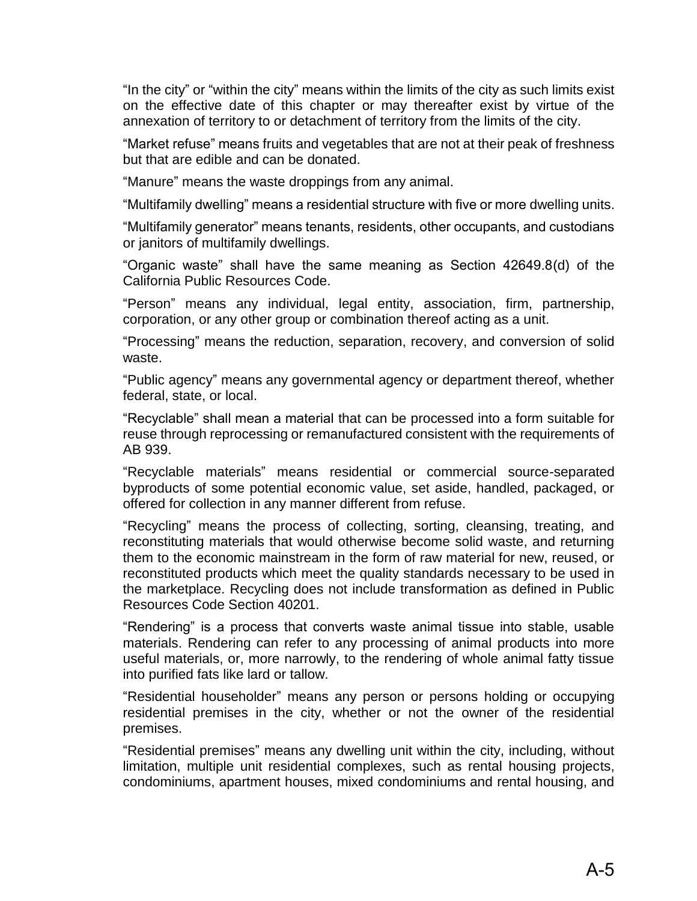"In the city" or "within the city" means within the limits of the city as such limits exist on the effective date of this chapter or may thereafter exist by virtue of the annexation of territory to or detachment of territory from the limits of the city.

"Market refuse" means fruits and vegetables that are not at their peak of freshness but that are edible and can be donated.

"Manure" means the waste droppings from any animal.

"Multifamily dwelling" means a residential structure with five or more dwelling units.

"Multifamily generator" means tenants, residents, other occupants, and custodians or janitors of multifamily dwellings.

"Organic waste" shall have the same meaning as Section 42649.8(d) of the California Public Resources Code.

"Person" means any individual, legal entity, association, firm, partnership, corporation, or any other group or combination thereof acting as a unit.

"Processing" means the reduction, separation, recovery, and conversion of solid waste.

"Public agency" means any governmental agency or department thereof, whether federal, state, or local.

"Recyclable" shall mean a material that can be processed into a form suitable for reuse through reprocessing or remanufactured consistent with the requirements of AB 939.

"Recyclable materials" means residential or commercial source-separated byproducts of some potential economic value, set aside, handled, packaged, or offered for collection in any manner different from refuse.

"Recycling" means the process of collecting, sorting, cleansing, treating, and reconstituting materials that would otherwise become solid waste, and returning them to the economic mainstream in the form of raw material for new, reused, or reconstituted products which meet the quality standards necessary to be used in the marketplace. Recycling does not include transformation as defined in Public Resources Code Section 40201.

"Rendering" is a process that converts waste animal tissue into stable, usable materials. Rendering can refer to any processing of animal products into more useful materials, or, more narrowly, to the rendering of whole animal fatty tissue into purified fats like lard or tallow.

"Residential householder" means any person or persons holding or occupying residential premises in the city, whether or not the owner of the residential premises.

"Residential premises" means any dwelling unit within the city, including, without limitation, multiple unit residential complexes, such as rental housing projects, condominiums, apartment houses, mixed condominiums and rental housing, and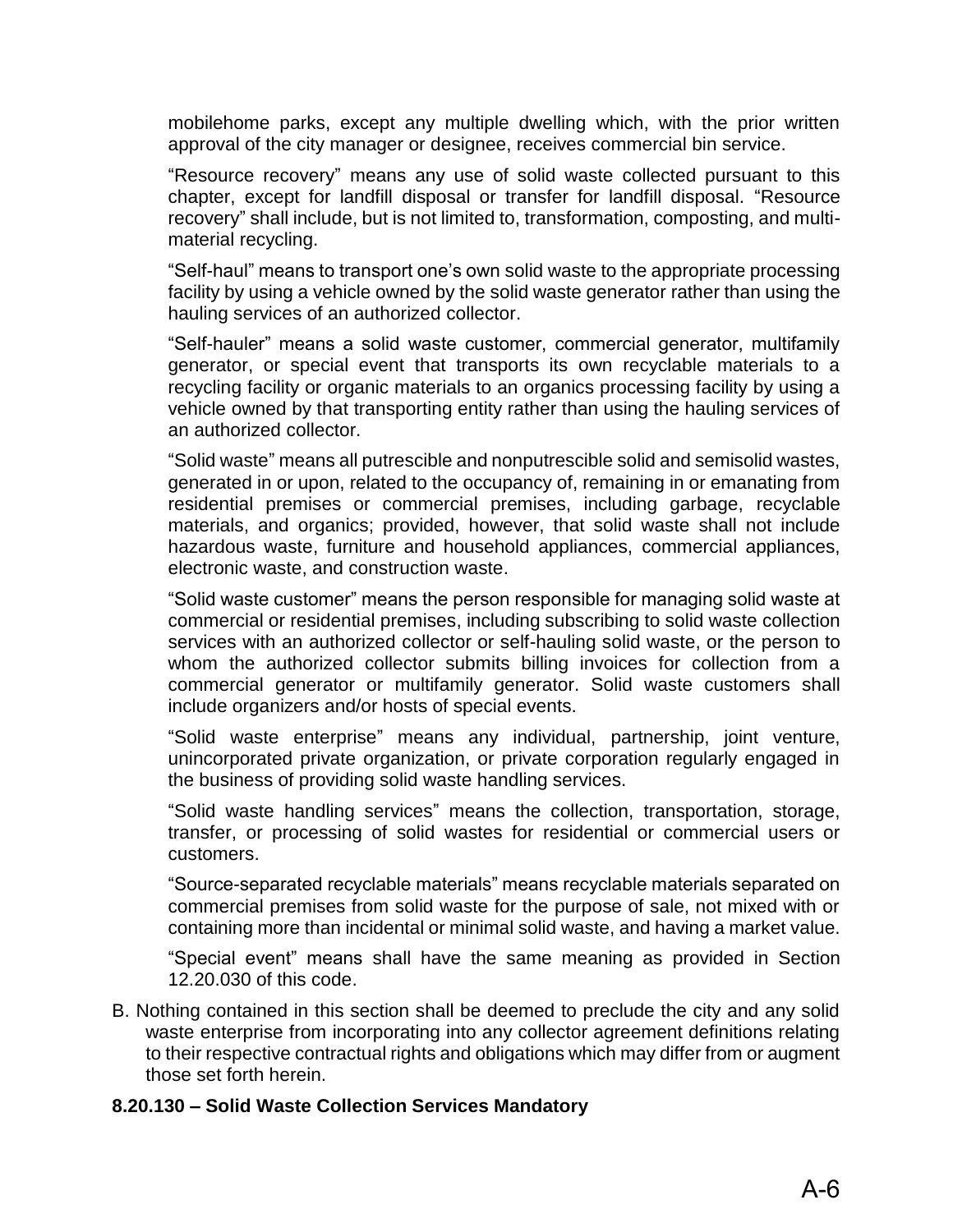mobilehome parks, except any multiple dwelling which, with the prior written approval of the city manager or designee, receives commercial bin service.

"Resource recovery" means any use of solid waste collected pursuant to this chapter, except for landfill disposal or transfer for landfill disposal. "Resource recovery" shall include, but is not limited to, transformation, composting, and multi-material recycling.

"Self-haul" means to transport one's own solid waste to the appropriate processing facility by using a vehicle owned by the solid waste generator rather than using the hauling services of an authorized collector.

"Self-hauler" means a solid waste customer, commercial generator, multifamily generator, or special event that transports its own recyclable materials to a recycling facility or organic materials to an organics processing facility by using a vehicle owned by that transporting entity rather than using the hauling services of an authorized collector.

"Solid waste" means all putrescible and nonputrescible solid and semisolid wastes, generated in or upon, related to the occupancy of, remaining in or emanating from residential premises or commercial premises, including garbage, recyclable materials, and organics; provided, however, that solid waste shall not include hazardous waste, furniture and household appliances, commercial appliances, electronic waste, and construction waste.

"Solid waste customer" means the person responsible for managing solid waste at commercial or residential premises, including subscribing to solid waste collection services with an authorized collector or self-hauling solid waste, or the person to whom the authorized collector submits billing invoices for collection from a commercial generator or multifamily generator. Solid waste customers shall include organizers and/or hosts of special events.

"Solid waste enterprise" means any individual, partnership, joint venture, unincorporated private organization, or private corporation regularly engaged in the business of providing solid waste handling services.

"Solid waste handling services" means the collection, transportation, storage, transfer, or processing of solid wastes for residential or commercial users or customers.

"Source-separated recyclable materials" means recyclable materials separated on commercial premises from solid waste for the purpose of sale, not mixed with or containing more than incidental or minimal solid waste, and having a market value.

"Special event" means shall have the same meaning as provided in Section 12.20.030 of this code.

B. Nothing contained in this section shall be deemed to preclude the city and any solid waste enterprise from incorporating into any collector agreement definitions relating to their respective contractual rights and obligations which may differ from or augment those set forth herein.

**8.20.130 – Solid Waste Collection Services Mandatory**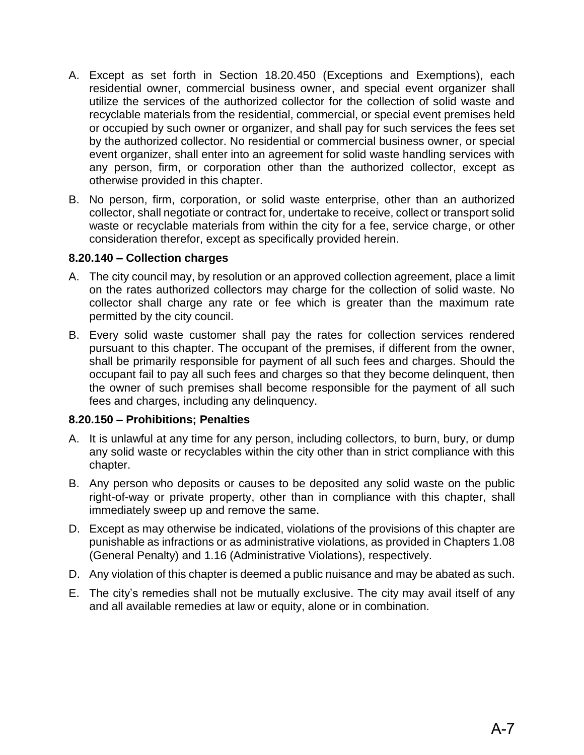A. Except as set forth in Section 18.20.450 (Exceptions and Exemptions), each residential owner, commercial business owner, and special event organizer shall utilize the services of the authorized collector for the collection of solid waste and recyclable materials from the residential, commercial, or special event premises held or occupied by such owner or organizer, and shall pay for such services the fees set by the authorized collector. No residential or commercial business owner, or special event organizer, shall enter into an agreement for solid waste handling services with any person, firm, or corporation other than the authorized collector, except as otherwise provided in this chapter.

B. No person, firm, corporation, or solid waste enterprise, other than an authorized collector, shall negotiate or contract for, undertake to receive, collect or transport solid waste or recyclable materials from within the city for a fee, service charge, or other consideration therefor, except as specifically provided herein.

**8.20.140 – Collection charges**

A. The city council may, by resolution or an approved collection agreement, place a limit on the rates authorized collectors may charge for the collection of solid waste. No collector shall charge any rate or fee which is greater than the maximum rate permitted by the city council.

B. Every solid waste customer shall pay the rates for collection services rendered pursuant to this chapter. The occupant of the premises, if different from the owner, shall be primarily responsible for payment of all such fees and charges. Should the occupant fail to pay all such fees and charges so that they become delinquent, then the owner of such premises shall become responsible for the payment of all such fees and charges, including any delinquency.

**8.20.150 – Prohibitions; Penalties**

A. It is unlawful at any time for any person, including collectors, to burn, bury, or dump any solid waste or recyclables within the city other than in strict compliance with this chapter.

B. Any person who deposits or causes to be deposited any solid waste on the public right-of-way or private property, other than in compliance with this chapter, shall immediately sweep up and remove the same.

D. Except as may otherwise be indicated, violations of the provisions of this chapter are punishable as infractions or as administrative violations, as provided in Chapters 1.08 (General Penalty) and 1.16 (Administrative Violations), respectively.

D. Any violation of this chapter is deemed a public nuisance and may be abated as such.

E. The city's remedies shall not be mutually exclusive. The city may avail itself of any and all available remedies at law or equity, alone or in combination.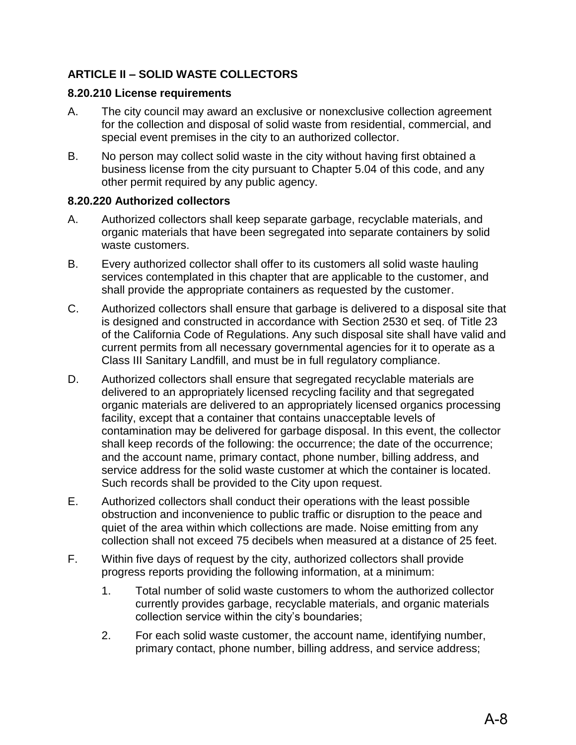## ARTICLE II – SOLID WASTE COLLECTORS

### 8.20.210 License requirements

A. The city council may award an exclusive or nonexclusive collection agreement for the collection and disposal of solid waste from residential, commercial, and special event premises in the city to an authorized collector.

B. No person may collect solid waste in the city without having first obtained a business license from the city pursuant to Chapter 5.04 of this code, and any other permit required by any public agency.

### 8.20.220 Authorized collectors

A. Authorized collectors shall keep separate garbage, recyclable materials, and organic materials that have been segregated into separate containers by solid waste customers.

B. Every authorized collector shall offer to its customers all solid waste hauling services contemplated in this chapter that are applicable to the customer, and shall provide the appropriate containers as requested by the customer.

C. Authorized collectors shall ensure that garbage is delivered to a disposal site that is designed and constructed in accordance with Section 2530 et seq. of Title 23 of the California Code of Regulations. Any such disposal site shall have valid and current permits from all necessary governmental agencies for it to operate as a Class III Sanitary Landfill, and must be in full regulatory compliance.

D. Authorized collectors shall ensure that segregated recyclable materials are delivered to an appropriately licensed recycling facility and that segregated organic materials are delivered to an appropriately licensed organics processing facility, except that a container that contains unacceptable levels of contamination may be delivered for garbage disposal. In this event, the collector shall keep records of the following: the occurrence; the date of the occurrence; and the account name, primary contact, phone number, billing address, and service address for the solid waste customer at which the container is located. Such records shall be provided to the City upon request.

E. Authorized collectors shall conduct their operations with the least possible obstruction and inconvenience to public traffic or disruption to the peace and quiet of the area within which collections are made. Noise emitting from any collection shall not exceed 75 decibels when measured at a distance of 25 feet.

F. Within five days of request by the city, authorized collectors shall provide progress reports providing the following information, at a minimum:

   1. Total number of solid waste customers to whom the authorized collector currently provides garbage, recyclable materials, and organic materials collection service within the city's boundaries;

   2. For each solid waste customer, the account name, identifying number, primary contact, phone number, billing address, and service address;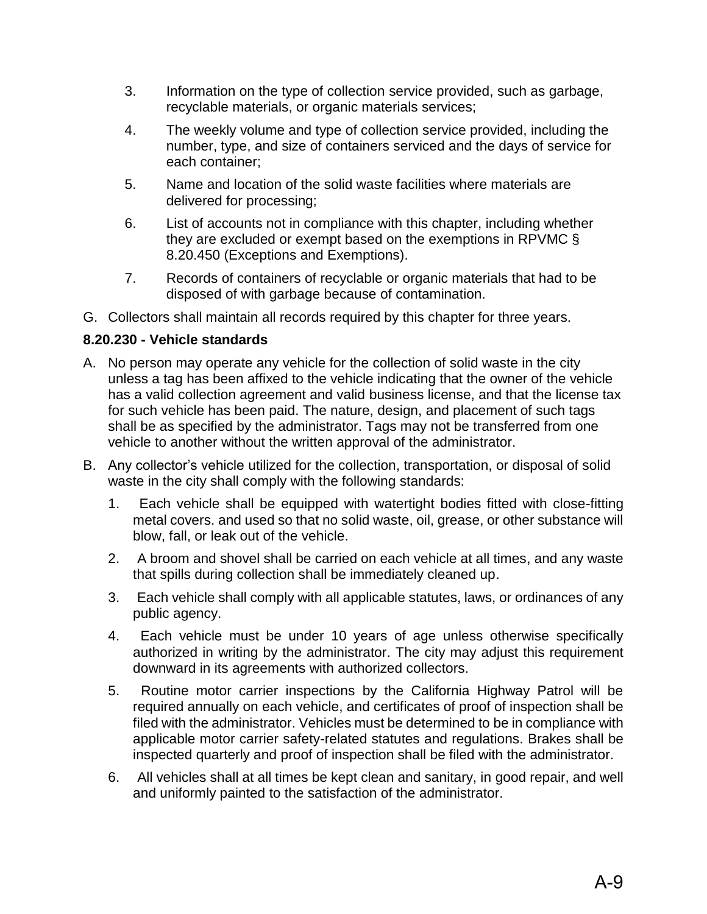3. Information on the type of collection service provided, such as garbage, recyclable materials, or organic materials services;

4. The weekly volume and type of collection service provided, including the number, type, and size of containers serviced and the days of service for each container;

5. Name and location of the solid waste facilities where materials are delivered for processing;

6. List of accounts not in compliance with this chapter, including whether they are excluded or exempt based on the exemptions in RPVMC § 8.20.450 (Exceptions and Exemptions).

7. Records of containers of recyclable or organic materials that had to be disposed of with garbage because of contamination.

G. Collectors shall maintain all records required by this chapter for three years.

**8.20.230 - Vehicle standards**

A. No person may operate any vehicle for the collection of solid waste in the city unless a tag has been affixed to the vehicle indicating that the owner of the vehicle has a valid collection agreement and valid business license, and that the license tax for such vehicle has been paid. The nature, design, and placement of such tags shall be as specified by the administrator. Tags may not be transferred from one vehicle to another without the written approval of the administrator.

B. Any collector's vehicle utilized for the collection, transportation, or disposal of solid waste in the city shall comply with the following standards:

1. Each vehicle shall be equipped with watertight bodies fitted with close-fitting metal covers. and used so that no solid waste, oil, grease, or other substance will blow, fall, or leak out of the vehicle.

2. A broom and shovel shall be carried on each vehicle at all times, and any waste that spills during collection shall be immediately cleaned up.

3. Each vehicle shall comply with all applicable statutes, laws, or ordinances of any public agency.

4. Each vehicle must be under 10 years of age unless otherwise specifically authorized in writing by the administrator. The city may adjust this requirement downward in its agreements with authorized collectors.

5. Routine motor carrier inspections by the California Highway Patrol will be required annually on each vehicle, and certificates of proof of inspection shall be filed with the administrator. Vehicles must be determined to be in compliance with applicable motor carrier safety-related statutes and regulations. Brakes shall be inspected quarterly and proof of inspection shall be filed with the administrator.

6. All vehicles shall at all times be kept clean and sanitary, in good repair, and well and uniformly painted to the satisfaction of the administrator.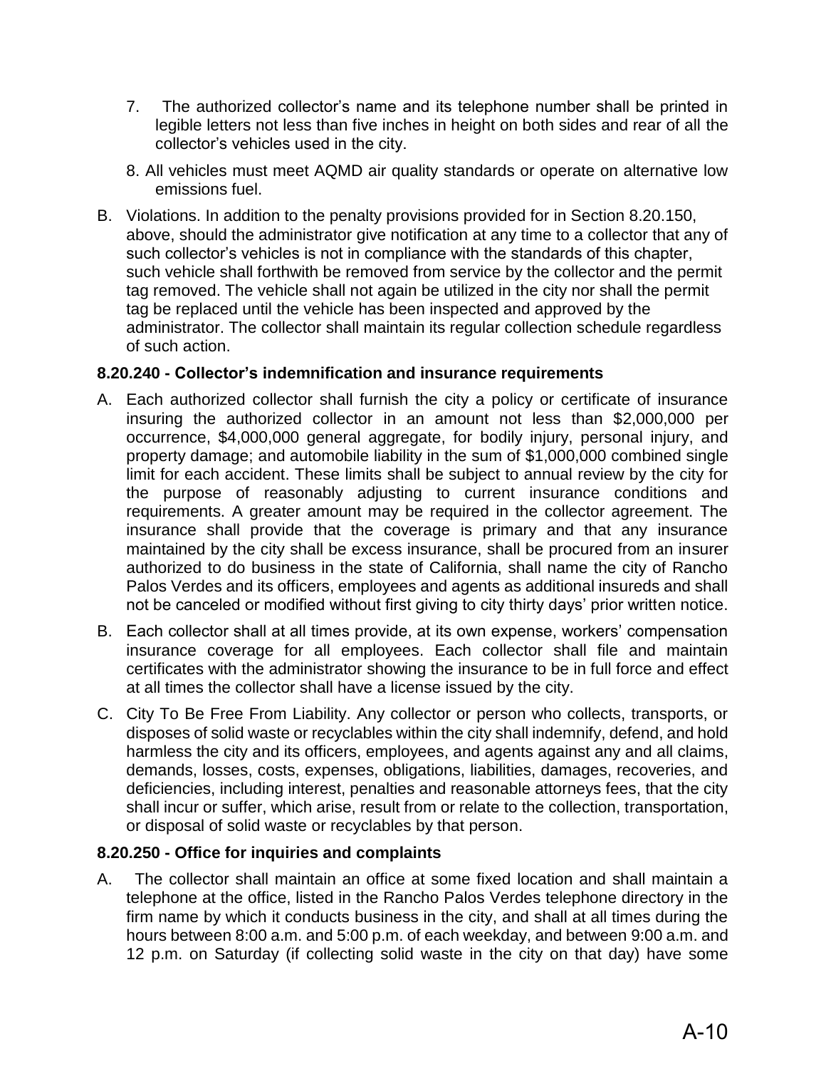7. The authorized collector's name and its telephone number shall be printed in legible letters not less than five inches in height on both sides and rear of all the collector's vehicles used in the city.

8. All vehicles must meet AQMD air quality standards or operate on alternative low emissions fuel.

B. Violations. In addition to the penalty provisions provided for in Section 8.20.150, above, should the administrator give notification at any time to a collector that any of such collector's vehicles is not in compliance with the standards of this chapter, such vehicle shall forthwith be removed from service by the collector and the permit tag removed. The vehicle shall not again be utilized in the city nor shall the permit tag be replaced until the vehicle has been inspected and approved by the administrator. The collector shall maintain its regular collection schedule regardless of such action.

**8.20.240 - Collector's indemnification and insurance requirements**

A. Each authorized collector shall furnish the city a policy or certificate of insurance insuring the authorized collector in an amount not less than $2,000,000 per occurrence, $4,000,000 general aggregate, for bodily injury, personal injury, and property damage; and automobile liability in the sum of $1,000,000 combined single limit for each accident. These limits shall be subject to annual review by the city for the purpose of reasonably adjusting to current insurance conditions and requirements. A greater amount may be required in the collector agreement. The insurance shall provide that the coverage is primary and that any insurance maintained by the city shall be excess insurance, shall be procured from an insurer authorized to do business in the state of California, shall name the city of Rancho Palos Verdes and its officers, employees and agents as additional insureds and shall not be canceled or modified without first giving to city thirty days' prior written notice.

B. Each collector shall at all times provide, at its own expense, workers' compensation insurance coverage for all employees. Each collector shall file and maintain certificates with the administrator showing the insurance to be in full force and effect at all times the collector shall have a license issued by the city.

C. City To Be Free From Liability. Any collector or person who collects, transports, or disposes of solid waste or recyclables within the city shall indemnify, defend, and hold harmless the city and its officers, employees, and agents against any and all claims, demands, losses, costs, expenses, obligations, liabilities, damages, recoveries, and deficiencies, including interest, penalties and reasonable attorneys fees, that the city shall incur or suffer, which arise, result from or relate to the collection, transportation, or disposal of solid waste or recyclables by that person.

**8.20.250 - Office for inquiries and complaints**

A. The collector shall maintain an office at some fixed location and shall maintain a telephone at the office, listed in the Rancho Palos Verdes telephone directory in the firm name by which it conducts business in the city, and shall at all times during the hours between 8:00 a.m. and 5:00 p.m. of each weekday, and between 9:00 a.m. and 12 p.m. on Saturday (if collecting solid waste in the city on that day) have some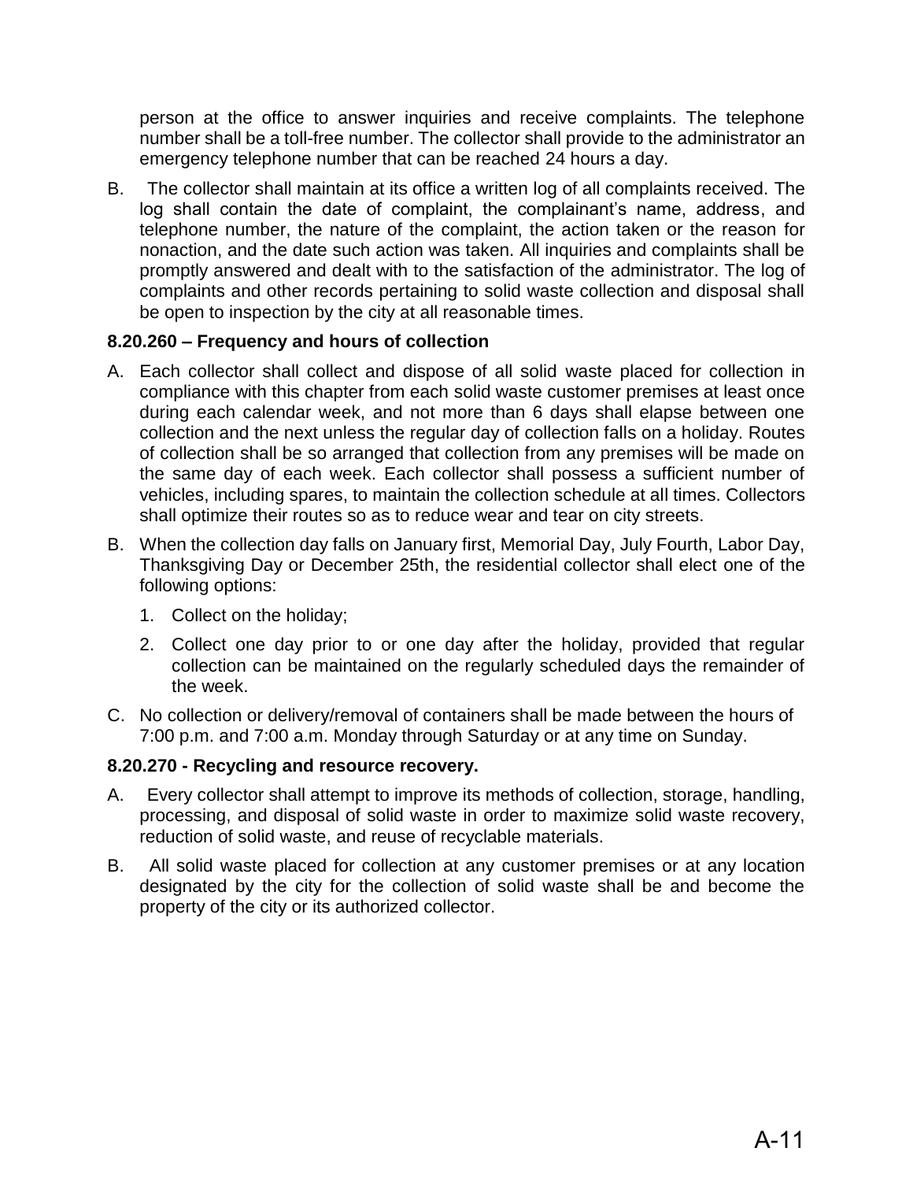person at the office to answer inquiries and receive complaints. The telephone number shall be a toll-free number. The collector shall provide to the administrator an emergency telephone number that can be reached 24 hours a day.

B. The collector shall maintain at its office a written log of all complaints received. The log shall contain the date of complaint, the complainant's name, address, and telephone number, the nature of the complaint, the action taken or the reason for nonaction, and the date such action was taken. All inquiries and complaints shall be promptly answered and dealt with to the satisfaction of the administrator. The log of complaints and other records pertaining to solid waste collection and disposal shall be open to inspection by the city at all reasonable times.

**8.20.260 – Frequency and hours of collection**

A. Each collector shall collect and dispose of all solid waste placed for collection in compliance with this chapter from each solid waste customer premises at least once during each calendar week, and not more than 6 days shall elapse between one collection and the next unless the regular day of collection falls on a holiday. Routes of collection shall be so arranged that collection from any premises will be made on the same day of each week. Each collector shall possess a sufficient number of vehicles, including spares, to maintain the collection schedule at all times. Collectors shall optimize their routes so as to reduce wear and tear on city streets.

B. When the collection day falls on January first, Memorial Day, July Fourth, Labor Day, Thanksgiving Day or December 25th, the residential collector shall elect one of the following options:

   1. Collect on the holiday;

   2. Collect one day prior to or one day after the holiday, provided that regular collection can be maintained on the regularly scheduled days the remainder of the week.

C. No collection or delivery/removal of containers shall be made between the hours of 7:00 p.m. and 7:00 a.m. Monday through Saturday or at any time on Sunday.

**8.20.270 - Recycling and resource recovery.**

A. Every collector shall attempt to improve its methods of collection, storage, handling, processing, and disposal of solid waste in order to maximize solid waste recovery, reduction of solid waste, and reuse of recyclable materials.

B. All solid waste placed for collection at any customer premises or at any location designated by the city for the collection of solid waste shall be and become the property of the city or its authorized collector.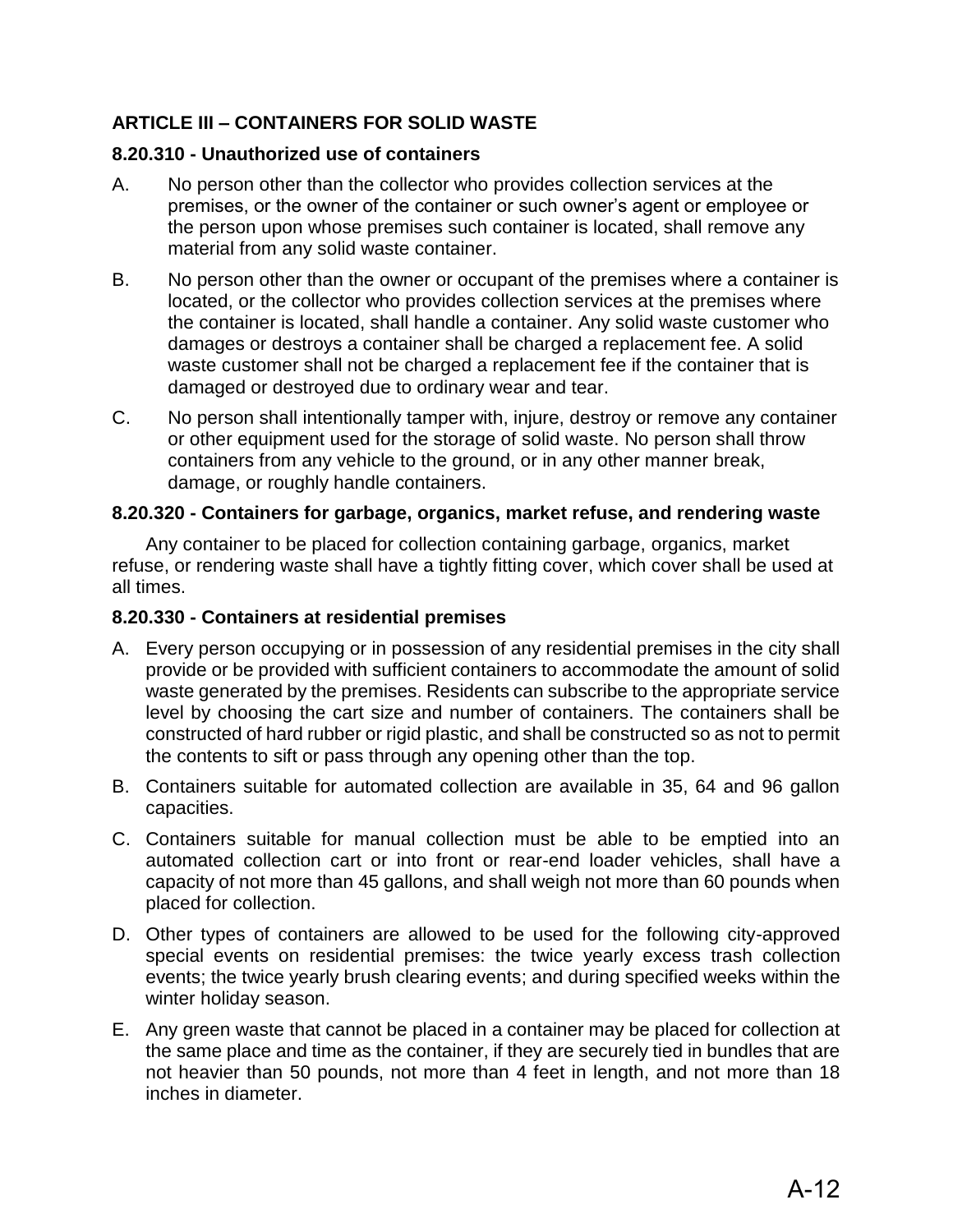## ARTICLE III – CONTAINERS FOR SOLID WASTE

### 8.20.310 - Unauthorized use of containers

A. No person other than the collector who provides collection services at the premises, or the owner of the container or such owner's agent or employee or the person upon whose premises such container is located, shall remove any material from any solid waste container.

B. No person other than the owner or occupant of the premises where a container is located, or the collector who provides collection services at the premises where the container is located, shall handle a container. Any solid waste customer who damages or destroys a container shall be charged a replacement fee. A solid waste customer shall not be charged a replacement fee if the container that is damaged or destroyed due to ordinary wear and tear.

C. No person shall intentionally tamper with, injure, destroy or remove any container or other equipment used for the storage of solid waste. No person shall throw containers from any vehicle to the ground, or in any other manner break, damage, or roughly handle containers.

### 8.20.320 - Containers for garbage, organics, market refuse, and rendering waste

Any container to be placed for collection containing garbage, organics, market refuse, or rendering waste shall have a tightly fitting cover, which cover shall be used at all times.

### 8.20.330 - Containers at residential premises

A. Every person occupying or in possession of any residential premises in the city shall provide or be provided with sufficient containers to accommodate the amount of solid waste generated by the premises. Residents can subscribe to the appropriate service level by choosing the cart size and number of containers. The containers shall be constructed of hard rubber or rigid plastic, and shall be constructed so as not to permit the contents to sift or pass through any opening other than the top.

B. Containers suitable for automated collection are available in 35, 64 and 96 gallon capacities.

C. Containers suitable for manual collection must be able to be emptied into an automated collection cart or into front or rear-end loader vehicles, shall have a capacity of not more than 45 gallons, and shall weigh not more than 60 pounds when placed for collection.

D. Other types of containers are allowed to be used for the following city-approved special events on residential premises: the twice yearly excess trash collection events; the twice yearly brush clearing events; and during specified weeks within the winter holiday season.

E. Any green waste that cannot be placed in a container may be placed for collection at the same place and time as the container, if they are securely tied in bundles that are not heavier than 50 pounds, not more than 4 feet in length, and not more than 18 inches in diameter.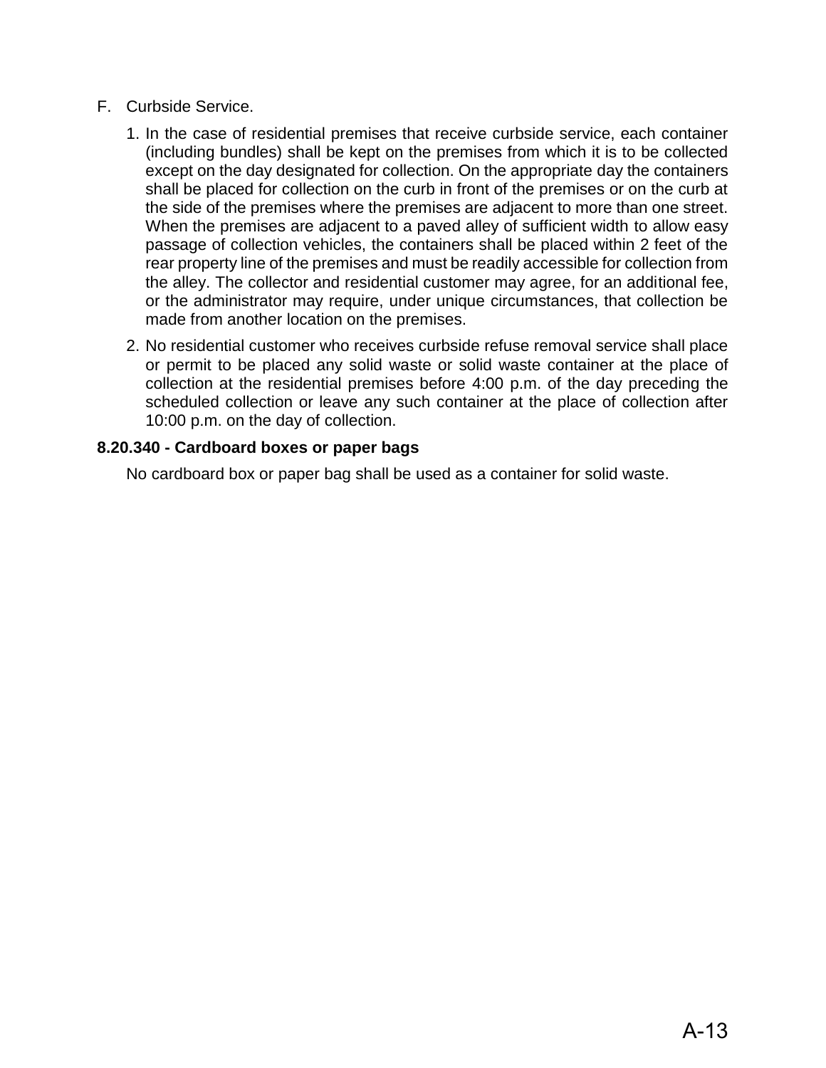F. Curbside Service.

1. In the case of residential premises that receive curbside service, each container (including bundles) shall be kept on the premises from which it is to be collected except on the day designated for collection. On the appropriate day the containers shall be placed for collection on the curb in front of the premises or on the curb at the side of the premises where the premises are adjacent to more than one street. When the premises are adjacent to a paved alley of sufficient width to allow easy passage of collection vehicles, the containers shall be placed within 2 feet of the rear property line of the premises and must be readily accessible for collection from the alley. The collector and residential customer may agree, for an additional fee, or the administrator may require, under unique circumstances, that collection be made from another location on the premises.
2. No residential customer who receives curbside refuse removal service shall place or permit to be placed any solid waste or solid waste container at the place of collection at the residential premises before 4:00 p.m. of the day preceding the scheduled collection or leave any such container at the place of collection after 10:00 p.m. on the day of collection.

**8.20.340 - Cardboard boxes or paper bags**

No cardboard box or paper bag shall be used as a container for solid waste.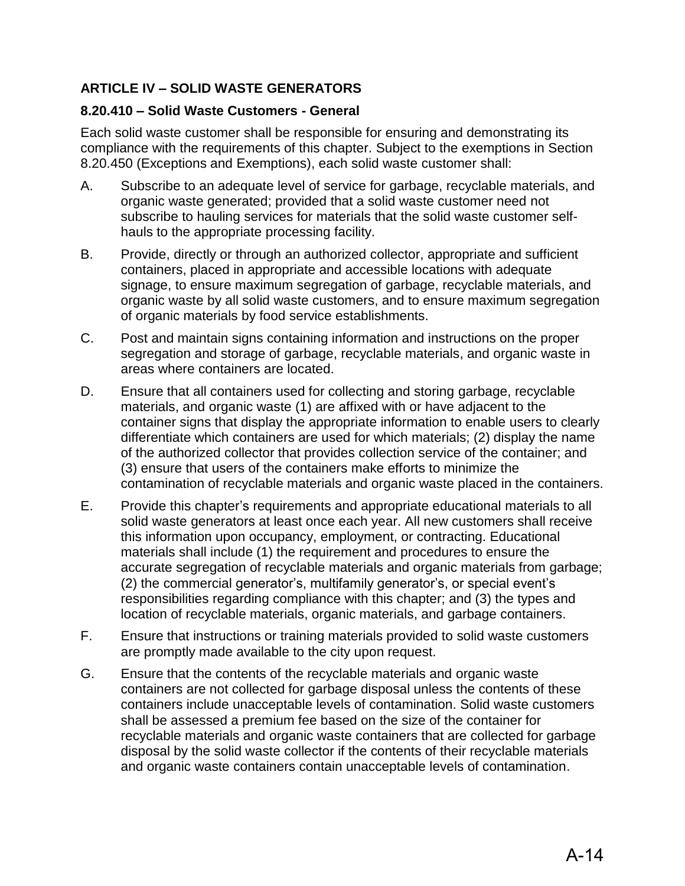## ARTICLE IV – SOLID WASTE GENERATORS

### 8.20.410 – Solid Waste Customers - General

Each solid waste customer shall be responsible for ensuring and demonstrating its compliance with the requirements of this chapter. Subject to the exemptions in Section 8.20.450 (Exceptions and Exemptions), each solid waste customer shall:

A. Subscribe to an adequate level of service for garbage, recyclable materials, and organic waste generated; provided that a solid waste customer need not subscribe to hauling services for materials that the solid waste customer self-hauls to the appropriate processing facility.

B. Provide, directly or through an authorized collector, appropriate and sufficient containers, placed in appropriate and accessible locations with adequate signage, to ensure maximum segregation of garbage, recyclable materials, and organic waste by all solid waste customers, and to ensure maximum segregation of organic materials by food service establishments.

C. Post and maintain signs containing information and instructions on the proper segregation and storage of garbage, recyclable materials, and organic waste in areas where containers are located.

D. Ensure that all containers used for collecting and storing garbage, recyclable materials, and organic waste (1) are affixed with or have adjacent to the container signs that display the appropriate information to enable users to clearly differentiate which containers are used for which materials; (2) display the name of the authorized collector that provides collection service of the container; and (3) ensure that users of the containers make efforts to minimize the contamination of recyclable materials and organic waste placed in the containers.

E. Provide this chapter's requirements and appropriate educational materials to all solid waste generators at least once each year. All new customers shall receive this information upon occupancy, employment, or contracting. Educational materials shall include (1) the requirement and procedures to ensure the accurate segregation of recyclable materials and organic materials from garbage; (2) the commercial generator's, multifamily generator's, or special event's responsibilities regarding compliance with this chapter; and (3) the types and location of recyclable materials, organic materials, and garbage containers.

F. Ensure that instructions or training materials provided to solid waste customers are promptly made available to the city upon request.

G. Ensure that the contents of the recyclable materials and organic waste containers are not collected for garbage disposal unless the contents of these containers include unacceptable levels of contamination. Solid waste customers shall be assessed a premium fee based on the size of the container for recyclable materials and organic waste containers that are collected for garbage disposal by the solid waste collector if the contents of their recyclable materials and organic waste containers contain unacceptable levels of contamination.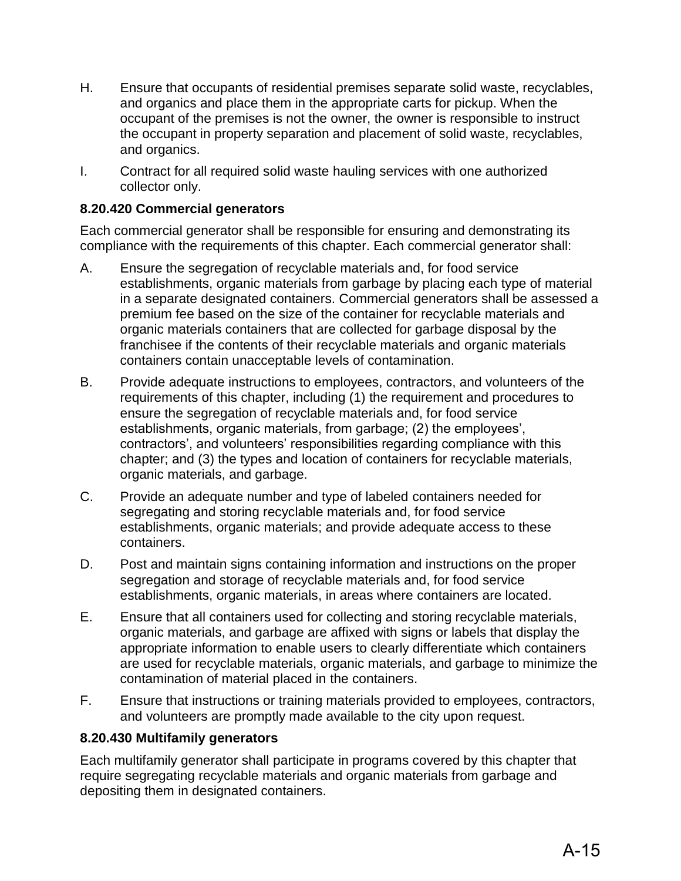H. Ensure that occupants of residential premises separate solid waste, recyclables, and organics and place them in the appropriate carts for pickup. When the occupant of the premises is not the owner, the owner is responsible to instruct the occupant in property separation and placement of solid waste, recyclables, and organics.

I. Contract for all required solid waste hauling services with one authorized collector only.

**8.20.420 Commercial generators**

Each commercial generator shall be responsible for ensuring and demonstrating its compliance with the requirements of this chapter. Each commercial generator shall:

A. Ensure the segregation of recyclable materials and, for food service establishments, organic materials from garbage by placing each type of material in a separate designated containers. Commercial generators shall be assessed a premium fee based on the size of the container for recyclable materials and organic materials containers that are collected for garbage disposal by the franchisee if the contents of their recyclable materials and organic materials containers contain unacceptable levels of contamination.

B. Provide adequate instructions to employees, contractors, and volunteers of the requirements of this chapter, including (1) the requirement and procedures to ensure the segregation of recyclable materials and, for food service establishments, organic materials, from garbage; (2) the employees', contractors', and volunteers' responsibilities regarding compliance with this chapter; and (3) the types and location of containers for recyclable materials, organic materials, and garbage.

C. Provide an adequate number and type of labeled containers needed for segregating and storing recyclable materials and, for food service establishments, organic materials; and provide adequate access to these containers.

D. Post and maintain signs containing information and instructions on the proper segregation and storage of recyclable materials and, for food service establishments, organic materials, in areas where containers are located.

E. Ensure that all containers used for collecting and storing recyclable materials, organic materials, and garbage are affixed with signs or labels that display the appropriate information to enable users to clearly differentiate which containers are used for recyclable materials, organic materials, and garbage to minimize the contamination of material placed in the containers.

F. Ensure that instructions or training materials provided to employees, contractors, and volunteers are promptly made available to the city upon request.

**8.20.430 Multifamily generators**

Each multifamily generator shall participate in programs covered by this chapter that require segregating recyclable materials and organic materials from garbage and depositing them in designated containers.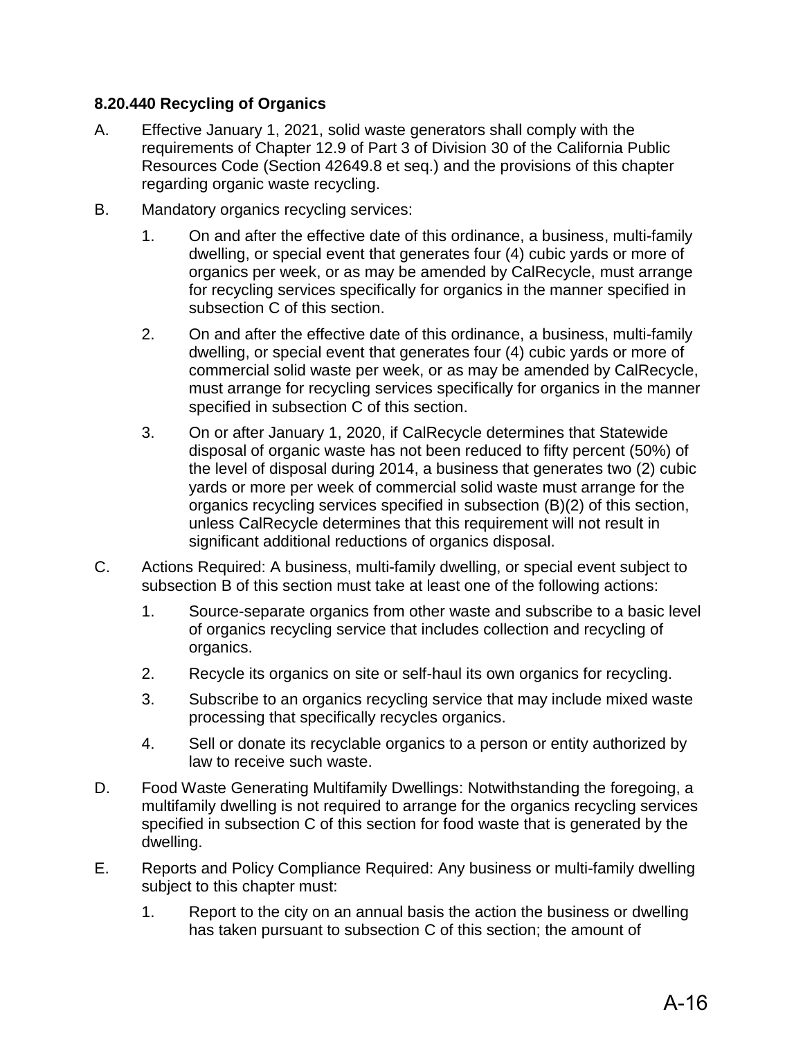**8.20.440 Recycling of Organics**

A. Effective January 1, 2021, solid waste generators shall comply with the requirements of Chapter 12.9 of Part 3 of Division 30 of the California Public Resources Code (Section 42649.8 et seq.) and the provisions of this chapter regarding organic waste recycling.

B. Mandatory organics recycling services:

   1. On and after the effective date of this ordinance, a business, multi-family dwelling, or special event that generates four (4) cubic yards or more of organics per week, or as may be amended by CalRecycle, must arrange for recycling services specifically for organics in the manner specified in subsection C of this section.

   2. On and after the effective date of this ordinance, a business, multi-family dwelling, or special event that generates four (4) cubic yards or more of commercial solid waste per week, or as may be amended by CalRecycle, must arrange for recycling services specifically for organics in the manner specified in subsection C of this section.

   3. On or after January 1, 2020, if CalRecycle determines that Statewide disposal of organic waste has not been reduced to fifty percent (50%) of the level of disposal during 2014, a business that generates two (2) cubic yards or more per week of commercial solid waste must arrange for the organics recycling services specified in subsection (B)(2) of this section, unless CalRecycle determines that this requirement will not result in significant additional reductions of organics disposal.

C. Actions Required: A business, multi-family dwelling, or special event subject to subsection B of this section must take at least one of the following actions:

   1. Source-separate organics from other waste and subscribe to a basic level of organics recycling service that includes collection and recycling of organics.

   2. Recycle its organics on site or self-haul its own organics for recycling.

   3. Subscribe to an organics recycling service that may include mixed waste processing that specifically recycles organics.

   4. Sell or donate its recyclable organics to a person or entity authorized by law to receive such waste.

D. Food Waste Generating Multifamily Dwellings: Notwithstanding the foregoing, a multifamily dwelling is not required to arrange for the organics recycling services specified in subsection C of this section for food waste that is generated by the dwelling.

E. Reports and Policy Compliance Required: Any business or multi-family dwelling subject to this chapter must:

   1. Report to the city on an annual basis the action the business or dwelling has taken pursuant to subsection C of this section; the amount of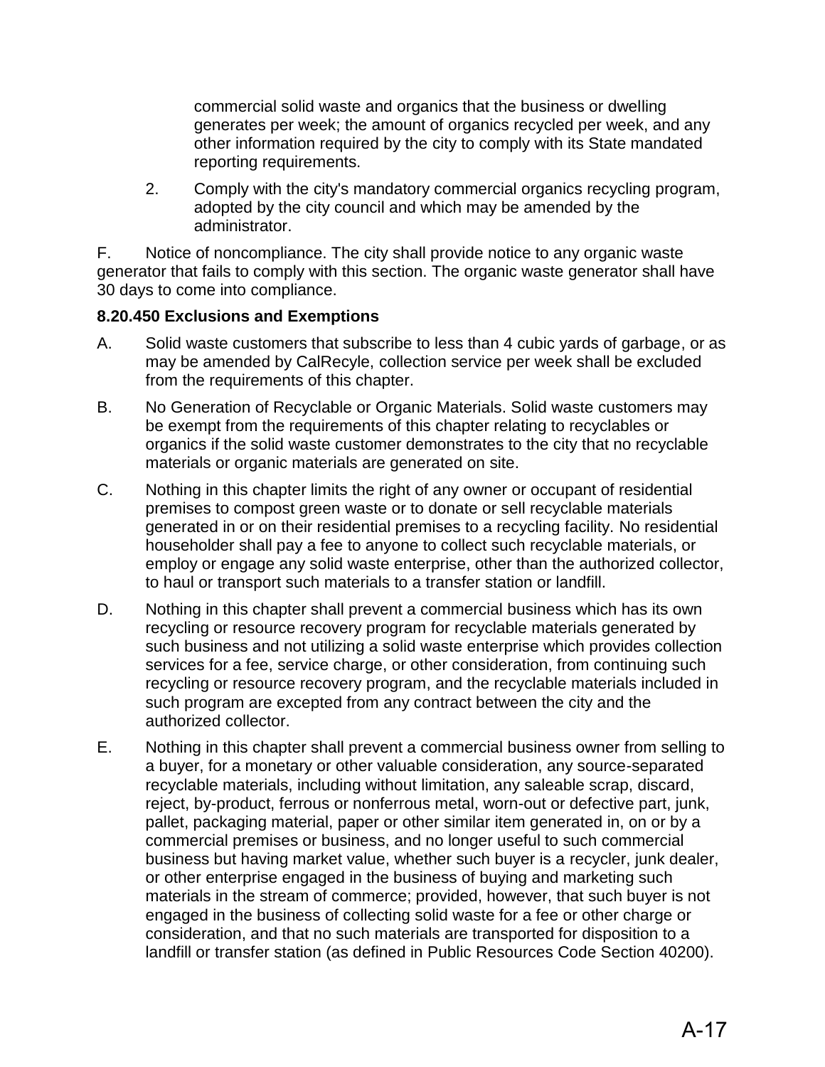commercial solid waste and organics that the business or dwelling generates per week; the amount of organics recycled per week, and any other information required by the city to comply with its State mandated reporting requirements.

2. Comply with the city's mandatory commercial organics recycling program, adopted by the city council and which may be amended by the administrator.

F. Notice of noncompliance. The city shall provide notice to any organic waste generator that fails to comply with this section. The organic waste generator shall have 30 days to come into compliance.

**8.20.450 Exclusions and Exemptions**

A. Solid waste customers that subscribe to less than 4 cubic yards of garbage, or as may be amended by CalRecyle, collection service per week shall be excluded from the requirements of this chapter.

B. No Generation of Recyclable or Organic Materials. Solid waste customers may be exempt from the requirements of this chapter relating to recyclables or organics if the solid waste customer demonstrates to the city that no recyclable materials or organic materials are generated on site.

C. Nothing in this chapter limits the right of any owner or occupant of residential premises to compost green waste or to donate or sell recyclable materials generated in or on their residential premises to a recycling facility. No residential householder shall pay a fee to anyone to collect such recyclable materials, or employ or engage any solid waste enterprise, other than the authorized collector, to haul or transport such materials to a transfer station or landfill.

D. Nothing in this chapter shall prevent a commercial business which has its own recycling or resource recovery program for recyclable materials generated by such business and not utilizing a solid waste enterprise which provides collection services for a fee, service charge, or other consideration, from continuing such recycling or resource recovery program, and the recyclable materials included in such program are excepted from any contract between the city and the authorized collector.

E. Nothing in this chapter shall prevent a commercial business owner from selling to a buyer, for a monetary or other valuable consideration, any source-separated recyclable materials, including without limitation, any saleable scrap, discard, reject, by-product, ferrous or nonferrous metal, worn-out or defective part, junk, pallet, packaging material, paper or other similar item generated in, on or by a commercial premises or business, and no longer useful to such commercial business but having market value, whether such buyer is a recycler, junk dealer, or other enterprise engaged in the business of buying and marketing such materials in the stream of commerce; provided, however, that such buyer is not engaged in the business of collecting solid waste for a fee or other charge or consideration, and that no such materials are transported for disposition to a landfill or transfer station (as defined in Public Resources Code Section 40200).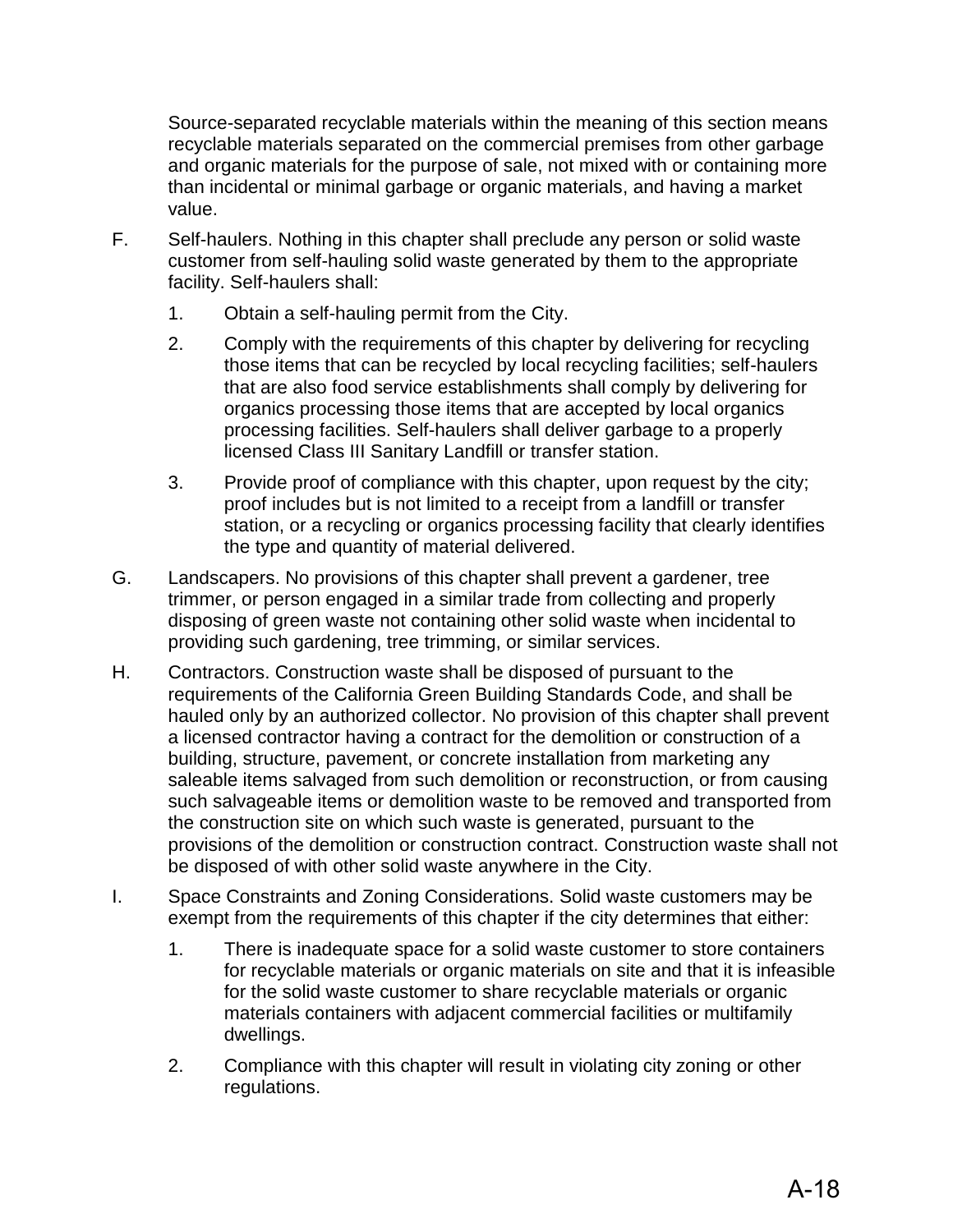Source-separated recyclable materials within the meaning of this section means recyclable materials separated on the commercial premises from other garbage and organic materials for the purpose of sale, not mixed with or containing more than incidental or minimal garbage or organic materials, and having a market value.

F. Self-haulers. Nothing in this chapter shall preclude any person or solid waste customer from self-hauling solid waste generated by them to the appropriate facility. Self-haulers shall:

   1. Obtain a self-hauling permit from the City.

   2. Comply with the requirements of this chapter by delivering for recycling those items that can be recycled by local recycling facilities; self-haulers that are also food service establishments shall comply by delivering for organics processing those items that are accepted by local organics processing facilities. Self-haulers shall deliver garbage to a properly licensed Class III Sanitary Landfill or transfer station.

   3. Provide proof of compliance with this chapter, upon request by the city; proof includes but is not limited to a receipt from a landfill or transfer station, or a recycling or organics processing facility that clearly identifies the type and quantity of material delivered.

G. Landscapers. No provisions of this chapter shall prevent a gardener, tree trimmer, or person engaged in a similar trade from collecting and properly disposing of green waste not containing other solid waste when incidental to providing such gardening, tree trimming, or similar services.

H. Contractors. Construction waste shall be disposed of pursuant to the requirements of the California Green Building Standards Code, and shall be hauled only by an authorized collector. No provision of this chapter shall prevent a licensed contractor having a contract for the demolition or construction of a building, structure, pavement, or concrete installation from marketing any saleable items salvaged from such demolition or reconstruction, or from causing such salvageable items or demolition waste to be removed and transported from the construction site on which such waste is generated, pursuant to the provisions of the demolition or construction contract. Construction waste shall not be disposed of with other solid waste anywhere in the City.

I. Space Constraints and Zoning Considerations. Solid waste customers may be exempt from the requirements of this chapter if the city determines that either:

   1. There is inadequate space for a solid waste customer to store containers for recyclable materials or organic materials on site and that it is infeasible for the solid waste customer to share recyclable materials or organic materials containers with adjacent commercial facilities or multifamily dwellings.

   2. Compliance with this chapter will result in violating city zoning or other regulations.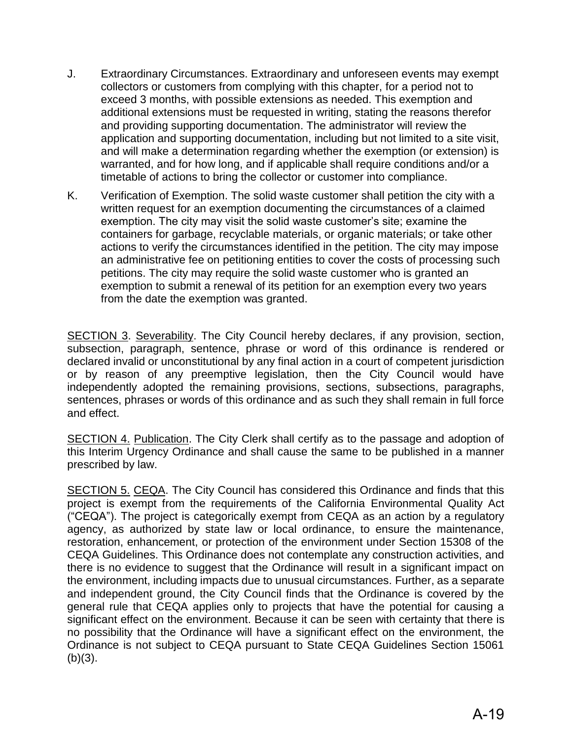J. Extraordinary Circumstances. Extraordinary and unforeseen events may exempt collectors or customers from complying with this chapter, for a period not to exceed 3 months, with possible extensions as needed. This exemption and additional extensions must be requested in writing, stating the reasons therefor and providing supporting documentation. The administrator will review the application and supporting documentation, including but not limited to a site visit, and will make a determination regarding whether the exemption (or extension) is warranted, and for how long, and if applicable shall require conditions and/or a timetable of actions to bring the collector or customer into compliance.

K. Verification of Exemption. The solid waste customer shall petition the city with a written request for an exemption documenting the circumstances of a claimed exemption. The city may visit the solid waste customer's site; examine the containers for garbage, recyclable materials, or organic materials; or take other actions to verify the circumstances identified in the petition. The city may impose an administrative fee on petitioning entities to cover the costs of processing such petitions. The city may require the solid waste customer who is granted an exemption to submit a renewal of its petition for an exemption every two years from the date the exemption was granted.

<u>SECTION 3</u>. <u>Severability</u>. The City Council hereby declares, if any provision, section, subsection, paragraph, sentence, phrase or word of this ordinance is rendered or declared invalid or unconstitutional by any final action in a court of competent jurisdiction or by reason of any preemptive legislation, then the City Council would have independently adopted the remaining provisions, sections, subsections, paragraphs, sentences, phrases or words of this ordinance and as such they shall remain in full force and effect.

<u>SECTION 4.</u> <u>Publication</u>. The City Clerk shall certify as to the passage and adoption of this Interim Urgency Ordinance and shall cause the same to be published in a manner prescribed by law.

<u>SECTION 5.</u> <u>CEQA</u>. The City Council has considered this Ordinance and finds that this project is exempt from the requirements of the California Environmental Quality Act ("CEQA"). The project is categorically exempt from CEQA as an action by a regulatory agency, as authorized by state law or local ordinance, to ensure the maintenance, restoration, enhancement, or protection of the environment under Section 15308 of the CEQA Guidelines. This Ordinance does not contemplate any construction activities, and there is no evidence to suggest that the Ordinance will result in a significant impact on the environment, including impacts due to unusual circumstances. Further, as a separate and independent ground, the City Council finds that the Ordinance is covered by the general rule that CEQA applies only to projects that have the potential for causing a significant effect on the environment. Because it can be seen with certainty that there is no possibility that the Ordinance will have a significant effect on the environment, the Ordinance is not subject to CEQA pursuant to State CEQA Guidelines Section 15061 (b)(3).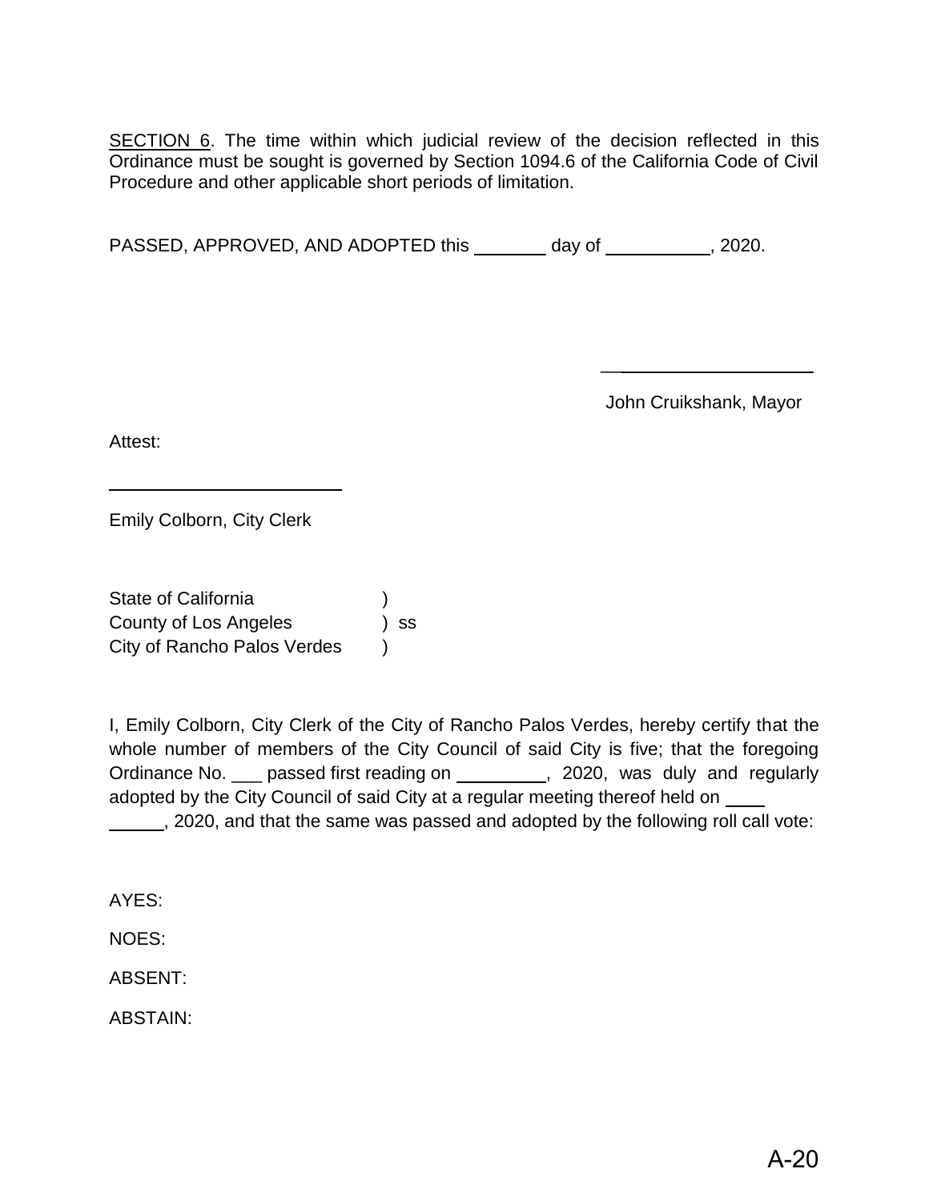SECTION 6. The time within which judicial review of the decision reflected in this Ordinance must be sought is governed by Section 1094.6 of the California Code of Civil Procedure and other applicable short periods of limitation.

PASSED, APPROVED, AND ADOPTED this _______ day of __________, 2020.

___________________

John Cruikshank, Mayor

Attest:

______________________

Emily Colborn, City Clerk

State of California )
County of Los Angeles ) ss
City of Rancho Palos Verdes )

I, Emily Colborn, City Clerk of the City of Rancho Palos Verdes, hereby certify that the whole number of members of the City Council of said City is five; that the foregoing Ordinance No. ___ passed first reading on _________, 2020, was duly and regularly adopted by the City Council of said City at a regular meeting thereof held on ____ ______, 2020, and that the same was passed and adopted by the following roll call vote:

AYES:

NOES:

ABSENT:

ABSTAIN: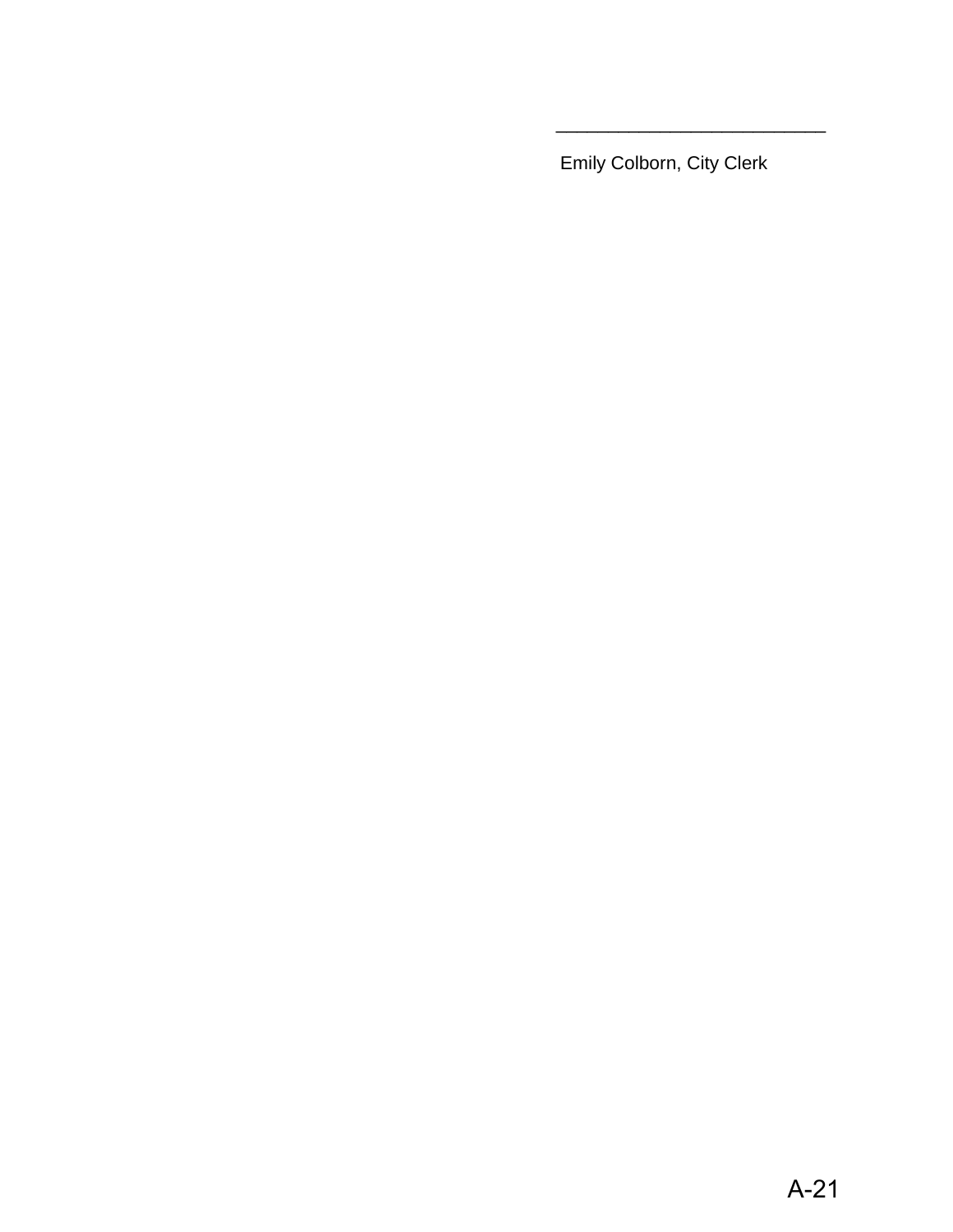\_\_\_\_\_\_\_\_\_\_\_\_\_\_\_\_\_\_\_\_\_\_\_\_\_\_\_

Emily Colborn, City Clerk